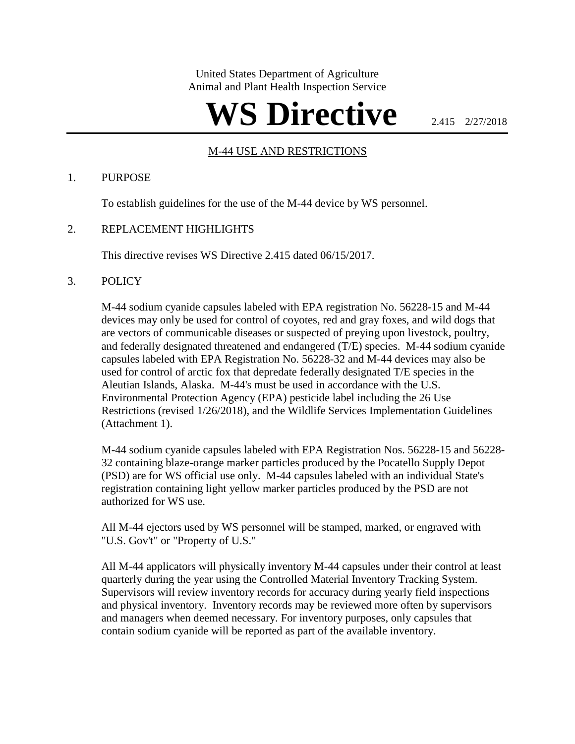United States Department of Agriculture
Animal and Plant Health Inspection Service

# WS Directive

2.415 2/27/2018

## M-44 USE AND RESTRICTIONS

1. PURPOSE

   To establish guidelines for the use of the M-44 device by WS personnel.

2. REPLACEMENT HIGHLIGHTS

   This directive revises WS Directive 2.415 dated 06/15/2017.

3. POLICY

   M-44 sodium cyanide capsules labeled with EPA registration No. 56228-15 and M-44 devices may only be used for control of coyotes, red and gray foxes, and wild dogs that are vectors of communicable diseases or suspected of preying upon livestock, poultry, and federally designated threatened and endangered (T/E) species. M-44 sodium cyanide capsules labeled with EPA Registration No. 56228-32 and M-44 devices may also be used for control of arctic fox that depredate federally designated T/E species in the Aleutian Islands, Alaska. M-44's must be used in accordance with the U.S. Environmental Protection Agency (EPA) pesticide label including the 26 Use Restrictions (revised 1/26/2018), and the Wildlife Services Implementation Guidelines (Attachment 1).

   M-44 sodium cyanide capsules labeled with EPA Registration Nos. 56228-15 and 56228-32 containing blaze-orange marker particles produced by the Pocatello Supply Depot (PSD) are for WS official use only. M-44 capsules labeled with an individual State's registration containing light yellow marker particles produced by the PSD are not authorized for WS use.

   All M-44 ejectors used by WS personnel will be stamped, marked, or engraved with "U.S. Gov't" or "Property of U.S."

   All M-44 applicators will physically inventory M-44 capsules under their control at least quarterly during the year using the Controlled Material Inventory Tracking System. Supervisors will review inventory records for accuracy during yearly field inspections and physical inventory. Inventory records may be reviewed more often by supervisors and managers when deemed necessary. For inventory purposes, only capsules that contain sodium cyanide will be reported as part of the available inventory.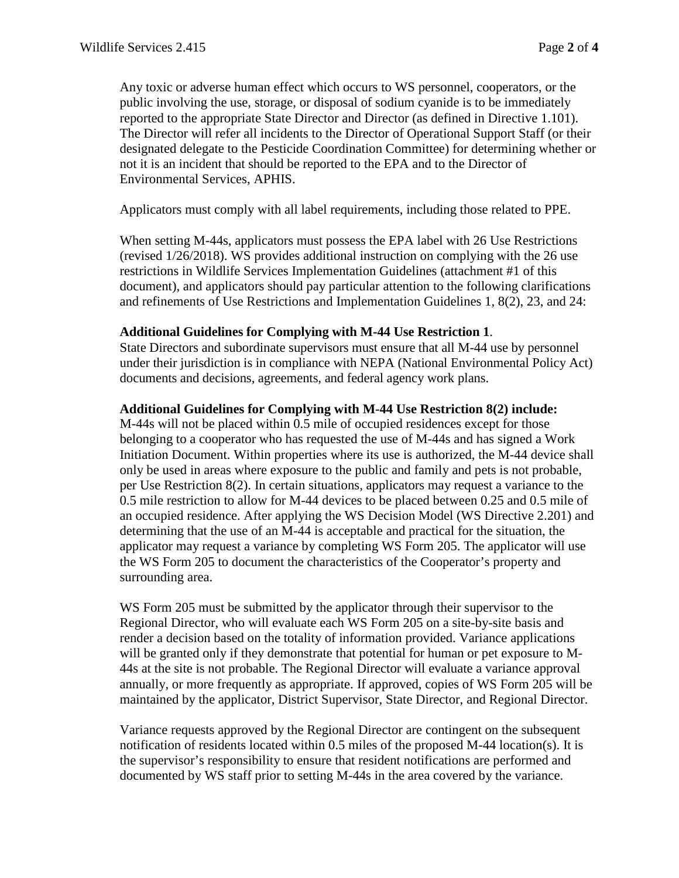Any toxic or adverse human effect which occurs to WS personnel, cooperators, or the public involving the use, storage, or disposal of sodium cyanide is to be immediately reported to the appropriate State Director and Director (as defined in Directive 1.101). The Director will refer all incidents to the Director of Operational Support Staff (or their designated delegate to the Pesticide Coordination Committee) for determining whether or not it is an incident that should be reported to the EPA and to the Director of Environmental Services, APHIS.

Applicators must comply with all label requirements, including those related to PPE.

When setting M-44s, applicators must possess the EPA label with 26 Use Restrictions (revised 1/26/2018). WS provides additional instruction on complying with the 26 use restrictions in Wildlife Services Implementation Guidelines (attachment #1 of this document), and applicators should pay particular attention to the following clarifications and refinements of Use Restrictions and Implementation Guidelines 1, 8(2), 23, and 24:

**Additional Guidelines for Complying with M-44 Use Restriction 1**.
State Directors and subordinate supervisors must ensure that all M-44 use by personnel under their jurisdiction is in compliance with NEPA (National Environmental Policy Act) documents and decisions, agreements, and federal agency work plans.

**Additional Guidelines for Complying with M-44 Use Restriction 8(2) include:**
M-44s will not be placed within 0.5 mile of occupied residences except for those belonging to a cooperator who has requested the use of M-44s and has signed a Work Initiation Document. Within properties where its use is authorized, the M-44 device shall only be used in areas where exposure to the public and family and pets is not probable, per Use Restriction 8(2). In certain situations, applicators may request a variance to the 0.5 mile restriction to allow for M-44 devices to be placed between 0.25 and 0.5 mile of an occupied residence. After applying the WS Decision Model (WS Directive 2.201) and determining that the use of an M-44 is acceptable and practical for the situation, the applicator may request a variance by completing WS Form 205. The applicator will use the WS Form 205 to document the characteristics of the Cooperator's property and surrounding area.

WS Form 205 must be submitted by the applicator through their supervisor to the Regional Director, who will evaluate each WS Form 205 on a site-by-site basis and render a decision based on the totality of information provided. Variance applications will be granted only if they demonstrate that potential for human or pet exposure to M-44s at the site is not probable. The Regional Director will evaluate a variance approval annually, or more frequently as appropriate. If approved, copies of WS Form 205 will be maintained by the applicator, District Supervisor, State Director, and Regional Director.

Variance requests approved by the Regional Director are contingent on the subsequent notification of residents located within 0.5 miles of the proposed M-44 location(s). It is the supervisor's responsibility to ensure that resident notifications are performed and documented by WS staff prior to setting M-44s in the area covered by the variance.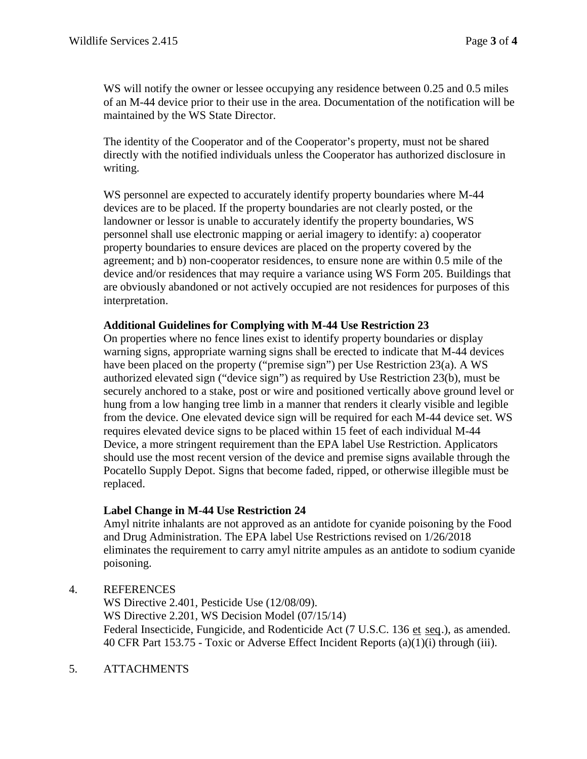WS will notify the owner or lessee occupying any residence between 0.25 and 0.5 miles of an M-44 device prior to their use in the area. Documentation of the notification will be maintained by the WS State Director.

The identity of the Cooperator and of the Cooperator's property, must not be shared directly with the notified individuals unless the Cooperator has authorized disclosure in writing.

WS personnel are expected to accurately identify property boundaries where M-44 devices are to be placed. If the property boundaries are not clearly posted, or the landowner or lessor is unable to accurately identify the property boundaries, WS personnel shall use electronic mapping or aerial imagery to identify: a) cooperator property boundaries to ensure devices are placed on the property covered by the agreement; and b) non-cooperator residences, to ensure none are within 0.5 mile of the device and/or residences that may require a variance using WS Form 205. Buildings that are obviously abandoned or not actively occupied are not residences for purposes of this interpretation.

**Additional Guidelines for Complying with M-44 Use Restriction 23**

On properties where no fence lines exist to identify property boundaries or display warning signs, appropriate warning signs shall be erected to indicate that M-44 devices have been placed on the property ("premise sign") per Use Restriction 23(a). A WS authorized elevated sign ("device sign") as required by Use Restriction 23(b), must be securely anchored to a stake, post or wire and positioned vertically above ground level or hung from a low hanging tree limb in a manner that renders it clearly visible and legible from the device. One elevated device sign will be required for each M-44 device set. WS requires elevated device signs to be placed within 15 feet of each individual M-44 Device, a more stringent requirement than the EPA label Use Restriction. Applicators should use the most recent version of the device and premise signs available through the Pocatello Supply Depot. Signs that become faded, ripped, or otherwise illegible must be replaced.

**Label Change in M-44 Use Restriction 24**

Amyl nitrite inhalants are not approved as an antidote for cyanide poisoning by the Food and Drug Administration. The EPA label Use Restrictions revised on 1/26/2018 eliminates the requirement to carry amyl nitrite ampules as an antidote to sodium cyanide poisoning.

4. REFERENCES

   WS Directive 2.401, Pesticide Use (12/08/09).
   WS Directive 2.201, WS Decision Model (07/15/14)
   Federal Insecticide, Fungicide, and Rodenticide Act (7 U.S.C. 136 et seq.), as amended.
   40 CFR Part 153.75 - Toxic or Adverse Effect Incident Reports (a)(1)(i) through (iii).

5. ATTACHMENTS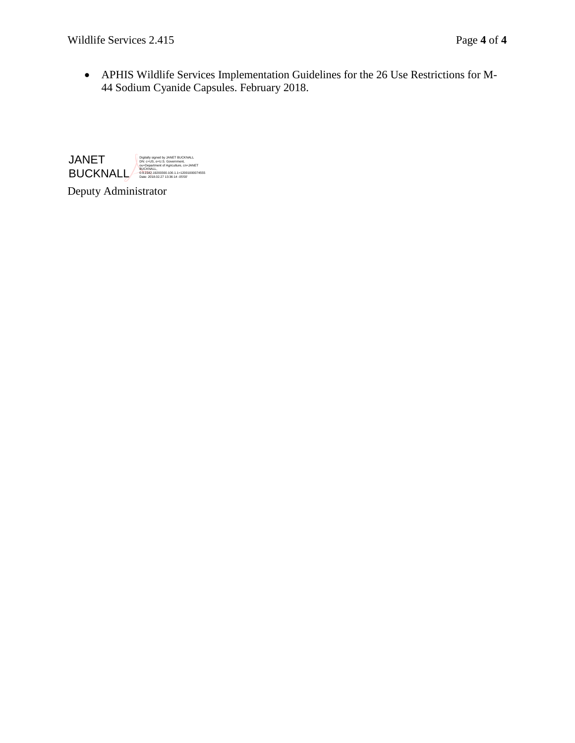- APHIS Wildlife Services Implementation Guidelines for the 26 Use Restrictions for M-44 Sodium Cyanide Capsules. February 2018.

JANET BUCKNALL

Digitally signed by JANET BUCKNALL
DN: c=US, o=U.S. Government, ou=Department of Agriculture, cn=JANET BUCKNALL, 0.9.2342.19200300.100.1.1=12001000074555
Date: 2018.02.27 13:36:14 -05'00'

Deputy Administrator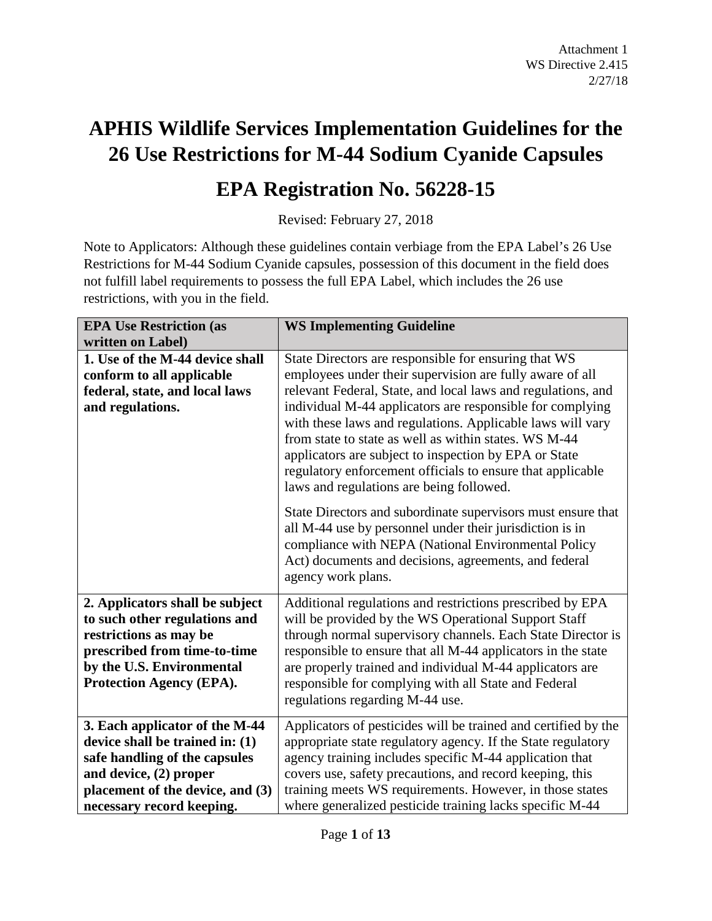# APHIS Wildlife Services Implementation Guidelines for the 26 Use Restrictions for M-44 Sodium Cyanide Capsules

## EPA Registration No. 56228-15

Revised: February 27, 2018

Note to Applicators: Although these guidelines contain verbiage from the EPA Label's 26 Use Restrictions for M-44 Sodium Cyanide capsules, possession of this document in the field does not fulfill label requirements to possess the full EPA Label, which includes the 26 use restrictions, with you in the field.

| EPA Use Restriction (as written on Label) | WS Implementing Guideline |
|---|---|
| **1. Use of the M-44 device shall conform to all applicable federal, state, and local laws and regulations.** | State Directors are responsible for ensuring that WS employees under their supervision are fully aware of all relevant Federal, State, and local laws and regulations, and individual M-44 applicators are responsible for complying with these laws and regulations. Applicable laws will vary from state to state as well as within states. WS M-44 applicators are subject to inspection by EPA or State regulatory enforcement officials to ensure that applicable laws and regulations are being followed.<br><br>State Directors and subordinate supervisors must ensure that all M-44 use by personnel under their jurisdiction is in compliance with NEPA (National Environmental Policy Act) documents and decisions, agreements, and federal agency work plans. |
| **2. Applicators shall be subject to such other regulations and restrictions as may be prescribed from time-to-time by the U.S. Environmental Protection Agency (EPA).** | Additional regulations and restrictions prescribed by EPA will be provided by the WS Operational Support Staff through normal supervisory channels. Each State Director is responsible to ensure that all M-44 applicators in the state are properly trained and individual M-44 applicators are responsible for complying with all State and Federal regulations regarding M-44 use. |
| **3. Each applicator of the M-44 device shall be trained in: (1) safe handling of the capsules and device, (2) proper placement of the device, and (3) necessary record keeping.** | Applicators of pesticides will be trained and certified by the appropriate state regulatory agency. If the State regulatory agency training includes specific M-44 application that covers use, safety precautions, and record keeping, this training meets WS requirements. However, in those states where generalized pesticide training lacks specific M-44 |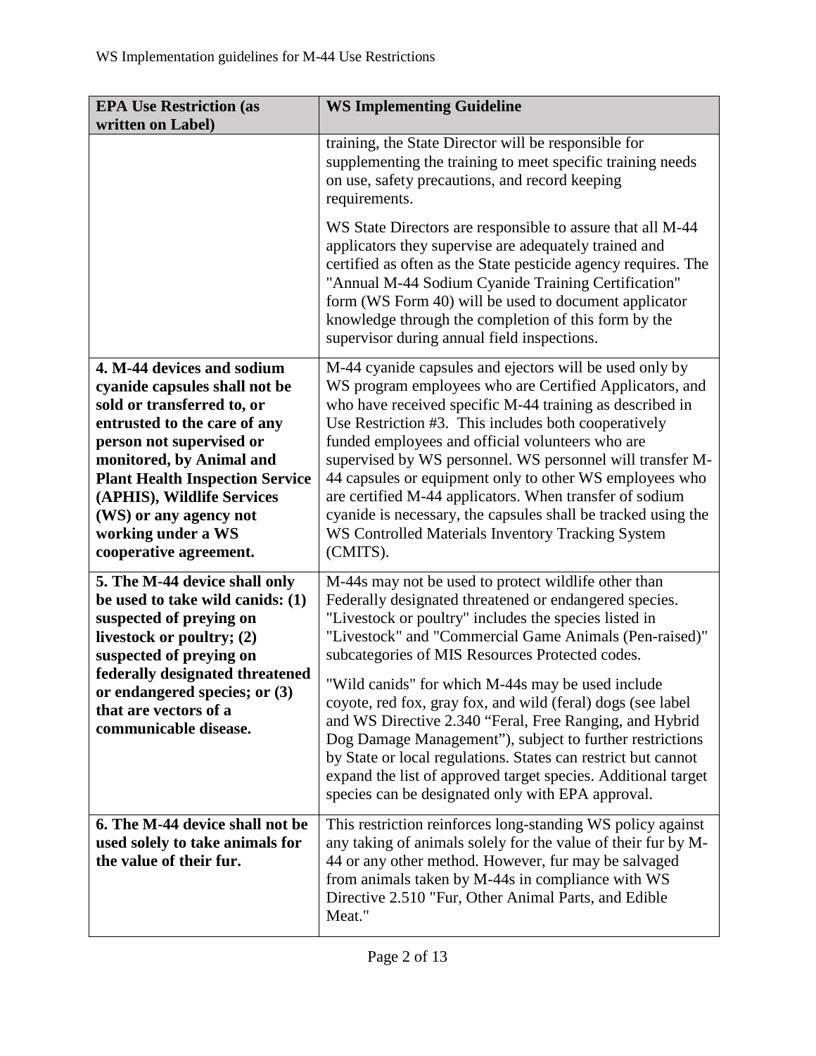| EPA Use Restriction (as written on Label) | WS Implementing Guideline |
|---|---|
| | training, the State Director will be responsible for supplementing the training to meet specific training needs on use, safety precautions, and record keeping requirements.<br><br>WS State Directors are responsible to assure that all M-44 applicators they supervise are adequately trained and certified as often as the State pesticide agency requires. The "Annual M-44 Sodium Cyanide Training Certification" form (WS Form 40) will be used to document applicator knowledge through the completion of this form by the supervisor during annual field inspections. |
| **4. M-44 devices and sodium cyanide capsules shall not be sold or transferred to, or entrusted to the care of any person not supervised or monitored, by Animal and Plant Health Inspection Service (APHIS), Wildlife Services (WS) or any agency not working under a WS cooperative agreement.** | M-44 cyanide capsules and ejectors will be used only by WS program employees who are Certified Applicators, and who have received specific M-44 training as described in Use Restriction #3. This includes both cooperatively funded employees and official volunteers who are supervised by WS personnel. WS personnel will transfer M-44 capsules or equipment only to other WS employees who are certified M-44 applicators. When transfer of sodium cyanide is necessary, the capsules shall be tracked using the WS Controlled Materials Inventory Tracking System (CMITS). |
| **5. The M-44 device shall only be used to take wild canids: (1) suspected of preying on livestock or poultry; (2) suspected of preying on federally designated threatened or endangered species; or (3) that are vectors of a communicable disease.** | M-44s may not be used to protect wildlife other than Federally designated threatened or endangered species. "Livestock or poultry" includes the species listed in "Livestock" and "Commercial Game Animals (Pen-raised)" subcategories of MIS Resources Protected codes.<br><br>"Wild canids" for which M-44s may be used include coyote, red fox, gray fox, and wild (feral) dogs (see label and WS Directive 2.340 "Feral, Free Ranging, and Hybrid Dog Damage Management"), subject to further restrictions by State or local regulations. States can restrict but cannot expand the list of approved target species. Additional target species can be designated only with EPA approval. |
| **6. The M-44 device shall not be used solely to take animals for the value of their fur.** | This restriction reinforces long-standing WS policy against any taking of animals solely for the value of their fur by M-44 or any other method. However, fur may be salvaged from animals taken by M-44s in compliance with WS Directive 2.510 "Fur, Other Animal Parts, and Edible Meat." |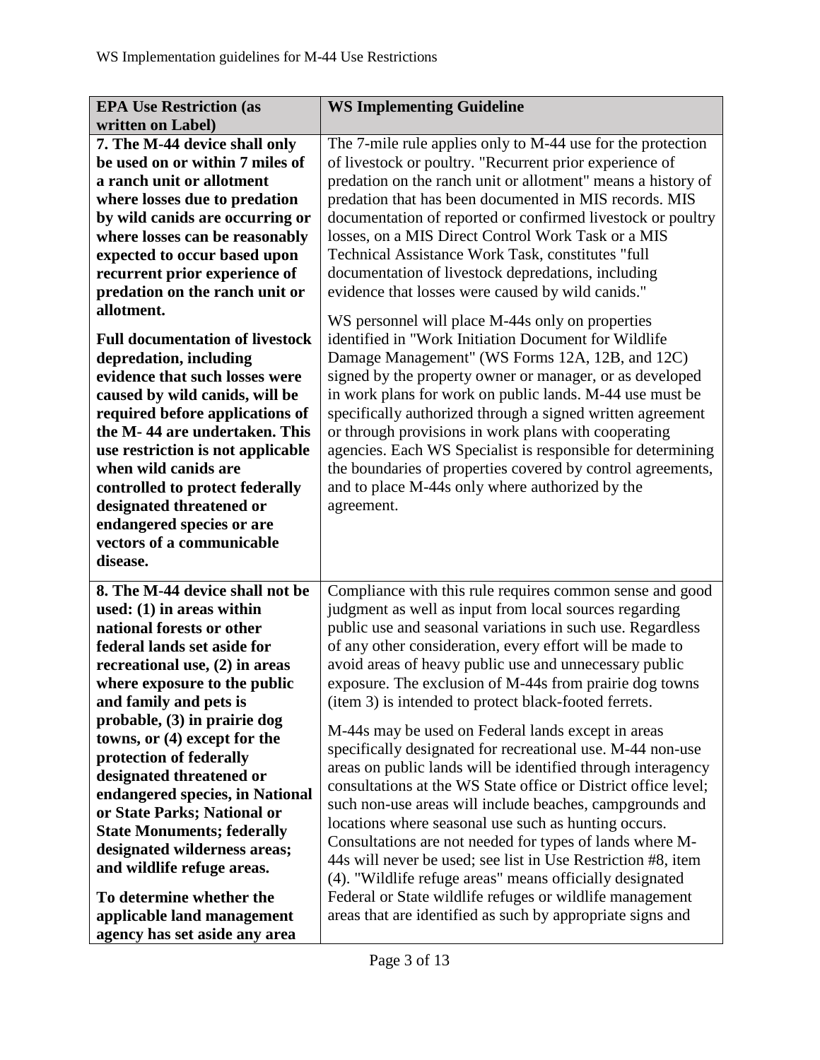| EPA Use Restriction (as written on Label) | WS Implementing Guideline |
|---|---|
| **7. The M-44 device shall only be used on or within 7 miles of a ranch unit or allotment where losses due to predation by wild canids are occurring or where losses can be reasonably expected to occur based upon recurrent prior experience of predation on the ranch unit or allotment.**<br><br>**Full documentation of livestock depredation, including evidence that such losses were caused by wild canids, will be required before applications of the M- 44 are undertaken. This use restriction is not applicable when wild canids are controlled to protect federally designated threatened or endangered species or are vectors of a communicable disease.** | The 7-mile rule applies only to M-44 use for the protection of livestock or poultry. "Recurrent prior experience of predation on the ranch unit or allotment" means a history of predation that has been documented in MIS records. MIS documentation of reported or confirmed livestock or poultry losses, on a MIS Direct Control Work Task or a MIS Technical Assistance Work Task, constitutes "full documentation of livestock depredations, including evidence that losses were caused by wild canids."<br><br>WS personnel will place M-44s only on properties identified in "Work Initiation Document for Wildlife Damage Management" (WS Forms 12A, 12B, and 12C) signed by the property owner or manager, or as developed in work plans for work on public lands. M-44 use must be specifically authorized through a signed written agreement or through provisions in work plans with cooperating agencies. Each WS Specialist is responsible for determining the boundaries of properties covered by control agreements, and to place M-44s only where authorized by the agreement. |
| **8. The M-44 device shall not be used: (1) in areas within national forests or other federal lands set aside for recreational use, (2) in areas where exposure to the public and family and pets is probable, (3) in prairie dog towns, or (4) except for the protection of federally designated threatened or endangered species, in National or State Parks; National or State Monuments; federally designated wilderness areas; and wildlife refuge areas.**<br><br>**To determine whether the applicable land management agency has set aside any area** | Compliance with this rule requires common sense and good judgment as well as input from local sources regarding public use and seasonal variations in such use. Regardless of any other consideration, every effort will be made to avoid areas of heavy public use and unnecessary public exposure. The exclusion of M-44s from prairie dog towns (item 3) is intended to protect black-footed ferrets.<br><br>M-44s may be used on Federal lands except in areas specifically designated for recreational use. M-44 non-use areas on public lands will be identified through interagency consultations at the WS State office or District office level; such non-use areas will include beaches, campgrounds and locations where seasonal use such as hunting occurs. Consultations are not needed for types of lands where M-44s will never be used; see list in Use Restriction #8, item (4). "Wildlife refuge areas" means officially designated Federal or State wildlife refuges or wildlife management areas that are identified as such by appropriate signs and |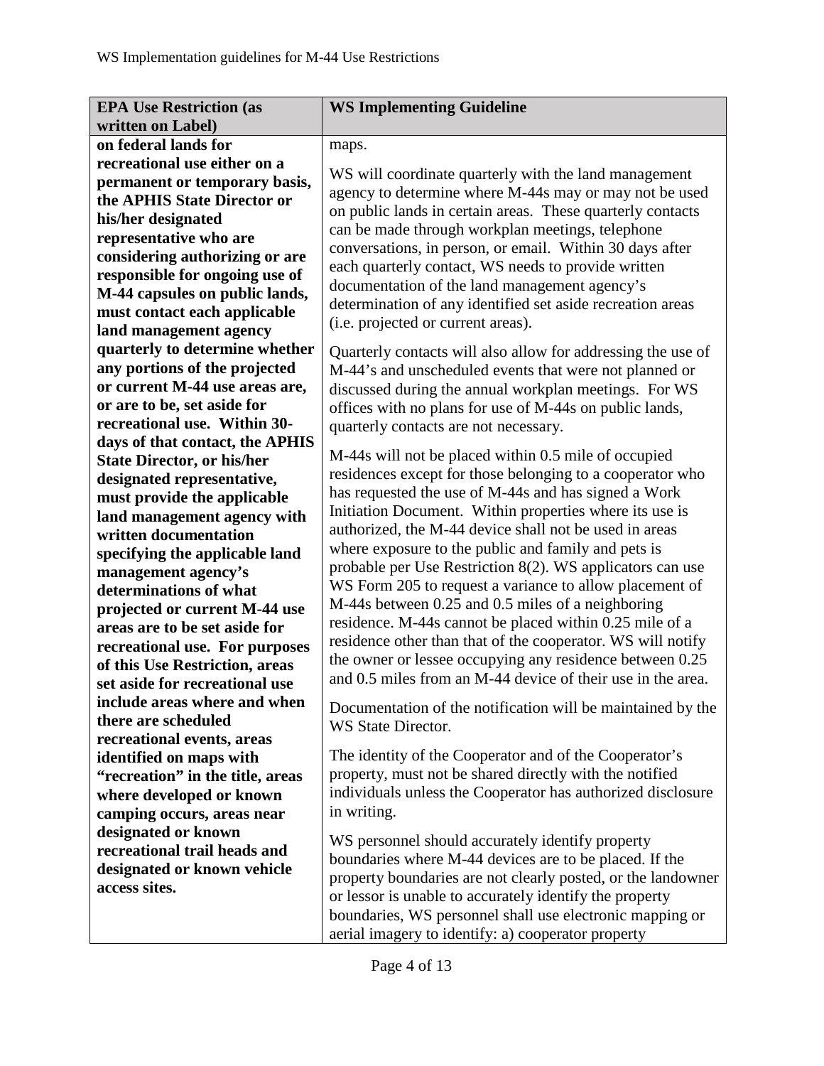| EPA Use Restriction (as written on Label) | WS Implementing Guideline |
|---|---|
| **on federal lands for recreational use either on a permanent or temporary basis, the APHIS State Director or his/her designated representative who are considering authorizing or are responsible for ongoing use of M-44 capsules on public lands, must contact each applicable land management agency quarterly to determine whether any portions of the projected or current M-44 use areas are, or are to be, set aside for recreational use. Within 30-days of that contact, the APHIS State Director, or his/her designated representative, must provide the applicable land management agency with written documentation specifying the applicable land management agency's determinations of what projected or current M-44 use areas are to be set aside for recreational use. For purposes of this Use Restriction, areas set aside for recreational use include areas where and when there are scheduled recreational events, areas identified on maps with "recreation" in the title, areas where developed or known camping occurs, areas near designated or known recreational trail heads and designated or known vehicle access sites.** | maps.<br><br>WS will coordinate quarterly with the land management agency to determine where M-44s may or may not be used on public lands in certain areas. These quarterly contacts can be made through workplan meetings, telephone conversations, in person, or email. Within 30 days after each quarterly contact, WS needs to provide written documentation of the land management agency's determination of any identified set aside recreation areas (i.e. projected or current areas).<br><br>Quarterly contacts will also allow for addressing the use of M-44's and unscheduled events that were not planned or discussed during the annual workplan meetings. For WS offices with no plans for use of M-44s on public lands, quarterly contacts are not necessary.<br><br>M-44s will not be placed within 0.5 mile of occupied residences except for those belonging to a cooperator who has requested the use of M-44s and has signed a Work Initiation Document. Within properties where its use is authorized, the M-44 device shall not be used in areas where exposure to the public and family and pets is probable per Use Restriction 8(2). WS applicators can use WS Form 205 to request a variance to allow placement of M-44s between 0.25 and 0.5 miles of a neighboring residence. M-44s cannot be placed within 0.25 mile of a residence other than that of the cooperator. WS will notify the owner or lessee occupying any residence between 0.25 and 0.5 miles from an M-44 device of their use in the area.<br><br>Documentation of the notification will be maintained by the WS State Director.<br><br>The identity of the Cooperator and of the Cooperator's property, must not be shared directly with the notified individuals unless the Cooperator has authorized disclosure in writing.<br><br>WS personnel should accurately identify property boundaries where M-44 devices are to be placed. If the property boundaries are not clearly posted, or the landowner or lessor is unable to accurately identify the property boundaries, WS personnel shall use electronic mapping or aerial imagery to identify: a) cooperator property |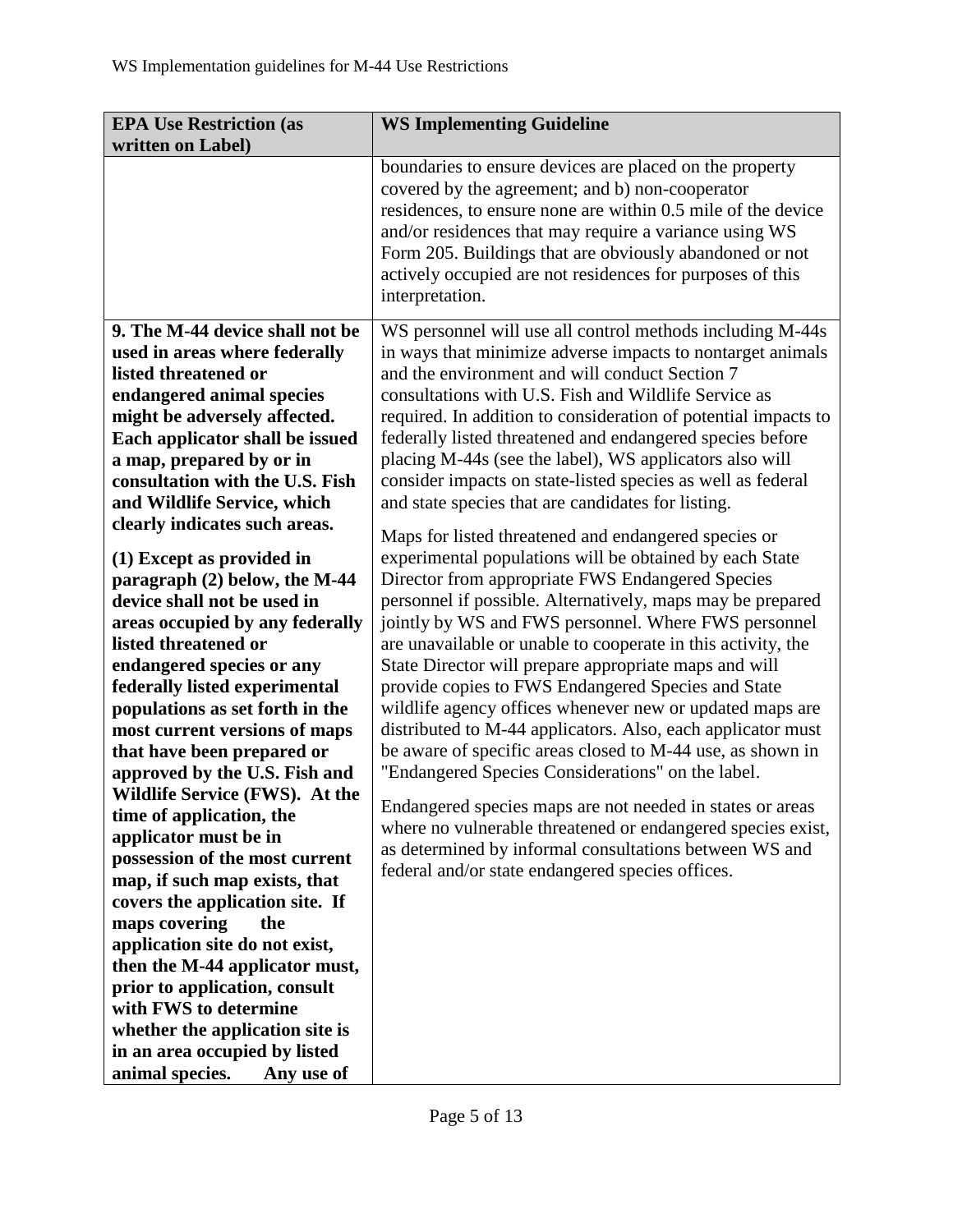| EPA Use Restriction (as written on Label) | WS Implementing Guideline |
|---|---|
| | boundaries to ensure devices are placed on the property covered by the agreement; and b) non-cooperator residences, to ensure none are within 0.5 mile of the device and/or residences that may require a variance using WS Form 205. Buildings that are obviously abandoned or not actively occupied are not residences for purposes of this interpretation. |
| **9. The M-44 device shall not be used in areas where federally listed threatened or endangered animal species might be adversely affected. Each applicator shall be issued a map, prepared by or in consultation with the U.S. Fish and Wildlife Service, which clearly indicates such areas.**<br><br>**(1) Except as provided in paragraph (2) below, the M-44 device shall not be used in areas occupied by any federally listed threatened or endangered species or any federally listed experimental populations as set forth in the most current versions of maps that have been prepared or approved by the U.S. Fish and Wildlife Service (FWS). At the time of application, the applicator must be in possession of the most current map, if such map exists, that covers the application site. If maps covering the application site do not exist, then the M-44 applicator must, prior to application, consult with FWS to determine whether the application site is in an area occupied by listed animal species. Any use of** | WS personnel will use all control methods including M-44s in ways that minimize adverse impacts to nontarget animals and the environment and will conduct Section 7 consultations with U.S. Fish and Wildlife Service as required. In addition to consideration of potential impacts to federally listed threatened and endangered species before placing M-44s (see the label), WS applicators also will consider impacts on state-listed species as well as federal and state species that are candidates for listing.<br><br>Maps for listed threatened and endangered species or experimental populations will be obtained by each State Director from appropriate FWS Endangered Species personnel if possible. Alternatively, maps may be prepared jointly by WS and FWS personnel. Where FWS personnel are unavailable or unable to cooperate in this activity, the State Director will prepare appropriate maps and will provide copies to FWS Endangered Species and State wildlife agency offices whenever new or updated maps are distributed to M-44 applicators. Also, each applicator must be aware of specific areas closed to M-44 use, as shown in "Endangered Species Considerations" on the label.<br><br>Endangered species maps are not needed in states or areas where no vulnerable threatened or endangered species exist, as determined by informal consultations between WS and federal and/or state endangered species offices. |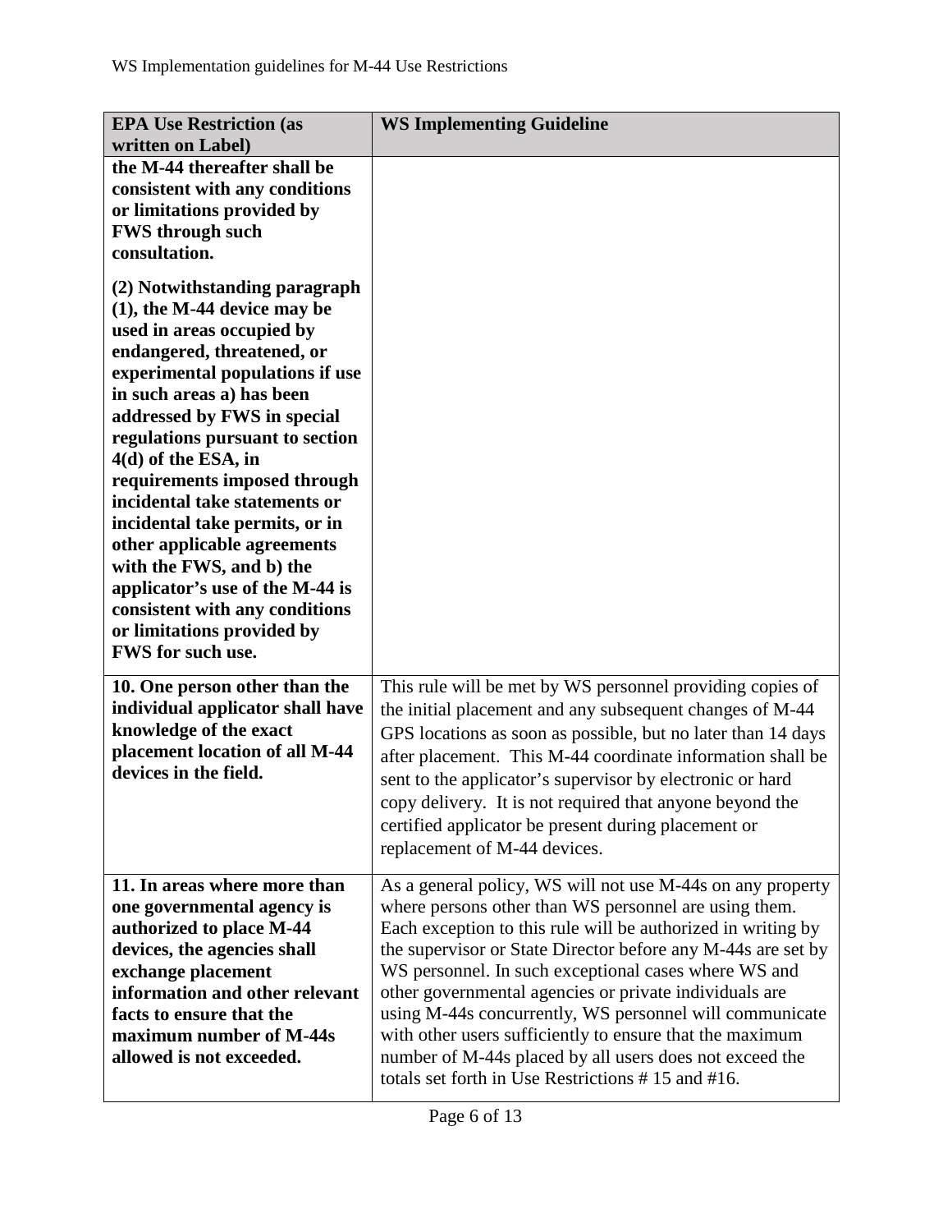| EPA Use Restriction (as written on Label) | WS Implementing Guideline |
|---|---|
| **the M-44 thereafter shall be consistent with any conditions or limitations provided by FWS through such consultation.** <br><br> **(2) Notwithstanding paragraph (1), the M-44 device may be used in areas occupied by endangered, threatened, or experimental populations if use in such areas a) has been addressed by FWS in special regulations pursuant to section 4(d) of the ESA, in requirements imposed through incidental take statements or incidental take permits, or in other applicable agreements with the FWS, and b) the applicator's use of the M-44 is consistent with any conditions or limitations provided by FWS for such use.** | |
| **10. One person other than the individual applicator shall have knowledge of the exact placement location of all M-44 devices in the field.** | This rule will be met by WS personnel providing copies of the initial placement and any subsequent changes of M-44 GPS locations as soon as possible, but no later than 14 days after placement. This M-44 coordinate information shall be sent to the applicator's supervisor by electronic or hard copy delivery. It is not required that anyone beyond the certified applicator be present during placement or replacement of M-44 devices. |
| **11. In areas where more than one governmental agency is authorized to place M-44 devices, the agencies shall exchange placement information and other relevant facts to ensure that the maximum number of M-44s allowed is not exceeded.** | As a general policy, WS will not use M-44s on any property where persons other than WS personnel are using them. Each exception to this rule will be authorized in writing by the supervisor or State Director before any M-44s are set by WS personnel. In such exceptional cases where WS and other governmental agencies or private individuals are using M-44s concurrently, WS personnel will communicate with other users sufficiently to ensure that the maximum number of M-44s placed by all users does not exceed the totals set forth in Use Restrictions # 15 and #16. |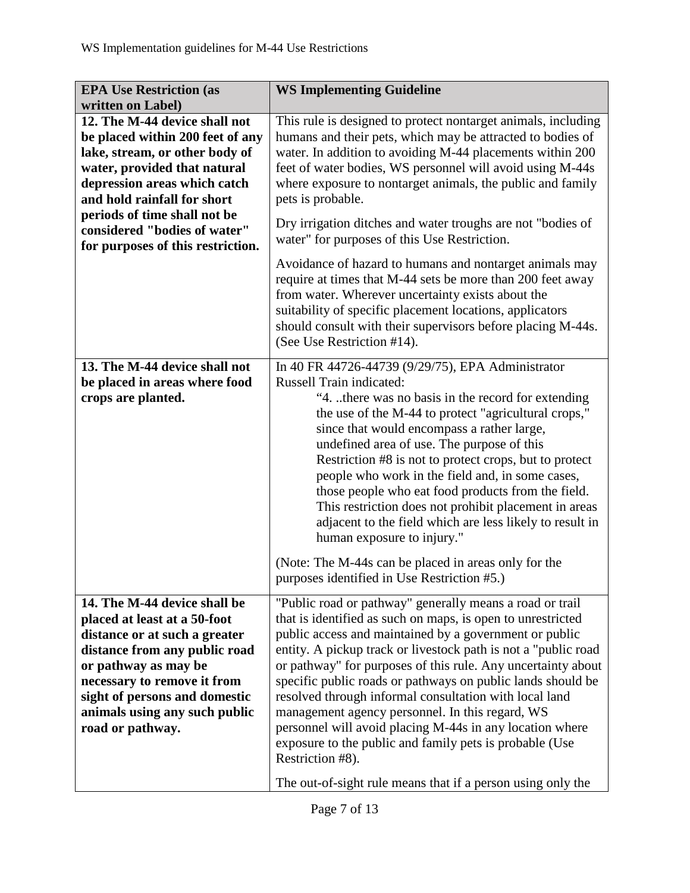| EPA Use Restriction (as written on Label) | WS Implementing Guideline |
|---|---|
| **12. The M-44 device shall not be placed within 200 feet of any lake, stream, or other body of water, provided that natural depression areas which catch and hold rainfall for short periods of time shall not be considered "bodies of water" for purposes of this restriction.** | This rule is designed to protect nontarget animals, including humans and their pets, which may be attracted to bodies of water. In addition to avoiding M-44 placements within 200 feet of water bodies, WS personnel will avoid using M-44s where exposure to nontarget animals, the public and family pets is probable.<br><br>Dry irrigation ditches and water troughs are not "bodies of water" for purposes of this Use Restriction.<br><br>Avoidance of hazard to humans and nontarget animals may require at times that M-44 sets be more than 200 feet away from water. Wherever uncertainty exists about the suitability of specific placement locations, applicators should consult with their supervisors before placing M-44s. (See Use Restriction #14). |
| **13. The M-44 device shall not be placed in areas where food crops are planted.** | In 40 FR 44726-44739 (9/29/75), EPA Administrator Russell Train indicated:<br><br>"4. ..there was no basis in the record for extending the use of the M-44 to protect "agricultural crops," since that would encompass a rather large, undefined area of use. The purpose of this Restriction #8 is not to protect crops, but to protect people who work in the field and, in some cases, those people who eat food products from the field. This restriction does not prohibit placement in areas adjacent to the field which are less likely to result in human exposure to injury."<br><br>(Note: The M-44s can be placed in areas only for the purposes identified in Use Restriction #5.) |
| **14. The M-44 device shall be placed at least at a 50-foot distance or at such a greater distance from any public road or pathway as may be necessary to remove it from sight of persons and domestic animals using any such public road or pathway.** | "Public road or pathway" generally means a road or trail that is identified as such on maps, is open to unrestricted public access and maintained by a government or public entity. A pickup track or livestock path is not a "public road or pathway" for purposes of this rule. Any uncertainty about specific public roads or pathways on public lands should be resolved through informal consultation with local land management agency personnel. In this regard, WS personnel will avoid placing M-44s in any location where exposure to the public and family pets is probable (Use Restriction #8).<br><br>The out-of-sight rule means that if a person using only the |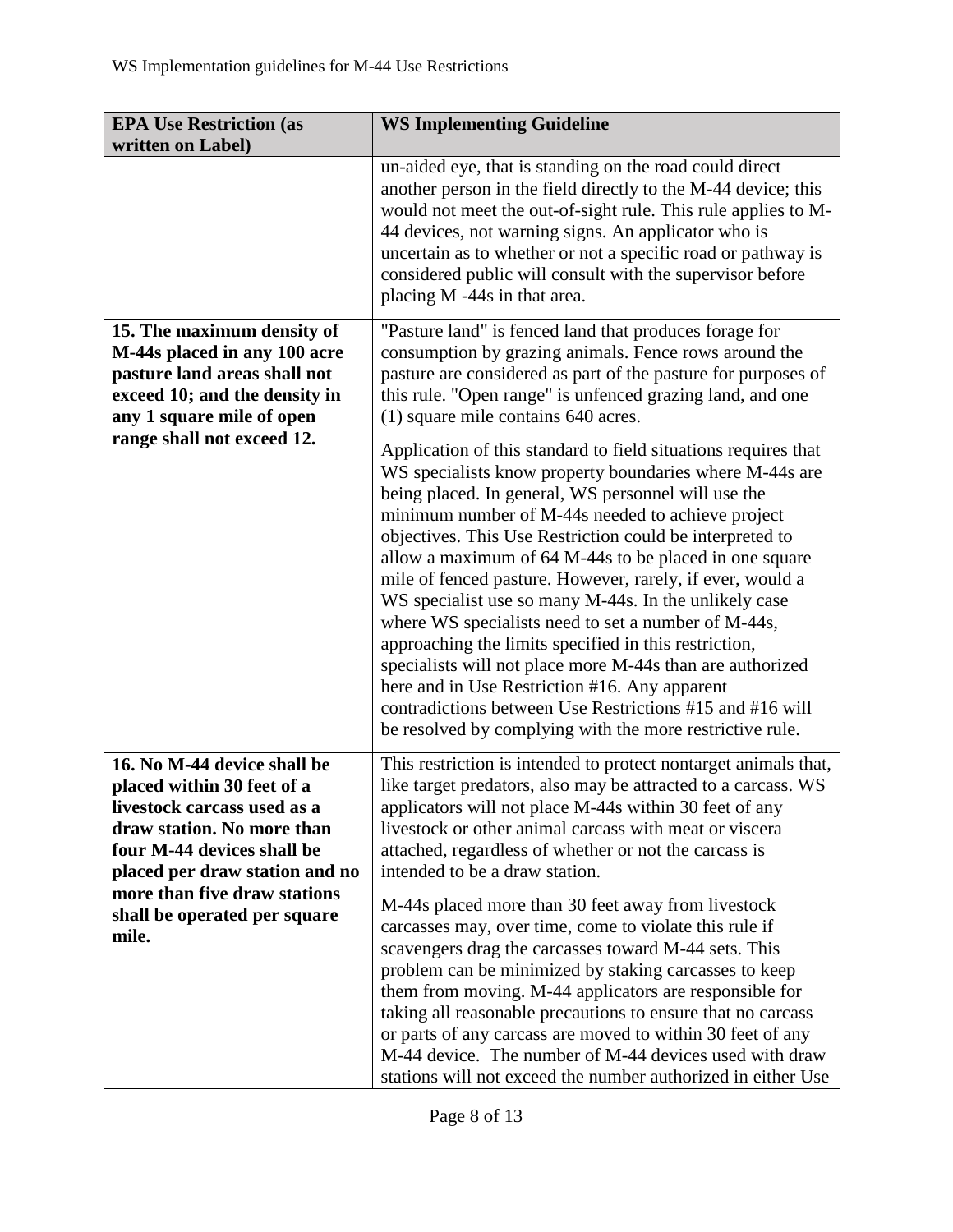| EPA Use Restriction (as written on Label) | WS Implementing Guideline |
|---|---|
| | un-aided eye, that is standing on the road could direct another person in the field directly to the M-44 device; this would not meet the out-of-sight rule. This rule applies to M-44 devices, not warning signs. An applicator who is uncertain as to whether or not a specific road or pathway is considered public will consult with the supervisor before placing M -44s in that area. |
| **15. The maximum density of M-44s placed in any 100 acre pasture land areas shall not exceed 10; and the density in any 1 square mile of open range shall not exceed 12.** | "Pasture land" is fenced land that produces forage for consumption by grazing animals. Fence rows around the pasture are considered as part of the pasture for purposes of this rule. "Open range" is unfenced grazing land, and one (1) square mile contains 640 acres.<br><br>Application of this standard to field situations requires that WS specialists know property boundaries where M-44s are being placed. In general, WS personnel will use the minimum number of M-44s needed to achieve project objectives. This Use Restriction could be interpreted to allow a maximum of 64 M-44s to be placed in one square mile of fenced pasture. However, rarely, if ever, would a WS specialist use so many M-44s. In the unlikely case where WS specialists need to set a number of M-44s, approaching the limits specified in this restriction, specialists will not place more M-44s than are authorized here and in Use Restriction #16. Any apparent contradictions between Use Restrictions #15 and #16 will be resolved by complying with the more restrictive rule. |
| **16. No M-44 device shall be placed within 30 feet of a livestock carcass used as a draw station. No more than four M-44 devices shall be placed per draw station and no more than five draw stations shall be operated per square mile.** | This restriction is intended to protect nontarget animals that, like target predators, also may be attracted to a carcass. WS applicators will not place M-44s within 30 feet of any livestock or other animal carcass with meat or viscera attached, regardless of whether or not the carcass is intended to be a draw station.<br><br>M-44s placed more than 30 feet away from livestock carcasses may, over time, come to violate this rule if scavengers drag the carcasses toward M-44 sets. This problem can be minimized by staking carcasses to keep them from moving. M-44 applicators are responsible for taking all reasonable precautions to ensure that no carcass or parts of any carcass are moved to within 30 feet of any M-44 device. The number of M-44 devices used with draw stations will not exceed the number authorized in either Use |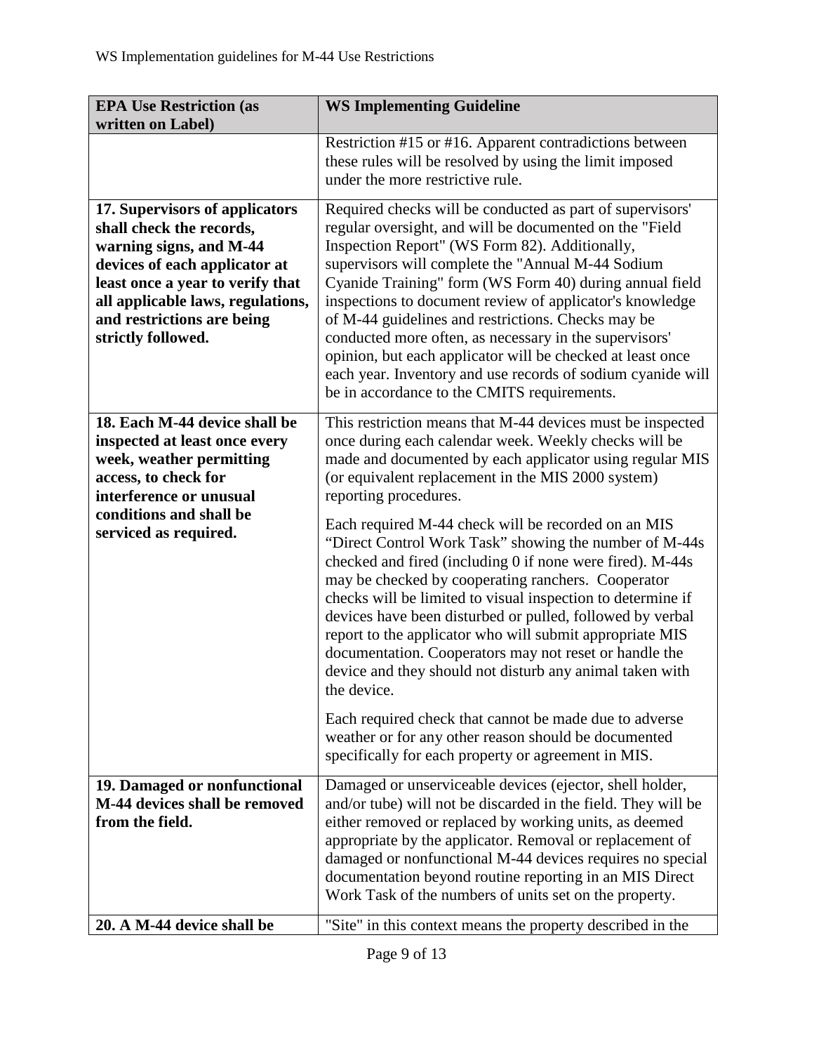| EPA Use Restriction (as written on Label) | WS Implementing Guideline |
|---|---|
| | Restriction #15 or #16. Apparent contradictions between these rules will be resolved by using the limit imposed under the more restrictive rule. |
| **17. Supervisors of applicators shall check the records, warning signs, and M-44 devices of each applicator at least once a year to verify that all applicable laws, regulations, and restrictions are being strictly followed.** | Required checks will be conducted as part of supervisors' regular oversight, and will be documented on the "Field Inspection Report" (WS Form 82). Additionally, supervisors will complete the "Annual M-44 Sodium Cyanide Training" form (WS Form 40) during annual field inspections to document review of applicator's knowledge of M-44 guidelines and restrictions. Checks may be conducted more often, as necessary in the supervisors' opinion, but each applicator will be checked at least once each year. Inventory and use records of sodium cyanide will be in accordance to the CMITS requirements. |
| **18. Each M-44 device shall be inspected at least once every week, weather permitting access, to check for interference or unusual conditions and shall be serviced as required.** | This restriction means that M-44 devices must be inspected once during each calendar week. Weekly checks will be made and documented by each applicator using regular MIS (or equivalent replacement in the MIS 2000 system) reporting procedures.<br><br>Each required M-44 check will be recorded on an MIS "Direct Control Work Task" showing the number of M-44s checked and fired (including 0 if none were fired). M-44s may be checked by cooperating ranchers. Cooperator checks will be limited to visual inspection to determine if devices have been disturbed or pulled, followed by verbal report to the applicator who will submit appropriate MIS documentation. Cooperators may not reset or handle the device and they should not disturb any animal taken with the device.<br><br>Each required check that cannot be made due to adverse weather or for any other reason should be documented specifically for each property or agreement in MIS. |
| **19. Damaged or nonfunctional M-44 devices shall be removed from the field.** | Damaged or unserviceable devices (ejector, shell holder, and/or tube) will not be discarded in the field. They will be either removed or replaced by working units, as deemed appropriate by the applicator. Removal or replacement of damaged or nonfunctional M-44 devices requires no special documentation beyond routine reporting in an MIS Direct Work Task of the numbers of units set on the property. |
| **20. A M-44 device shall be** | "Site" in this context means the property described in the |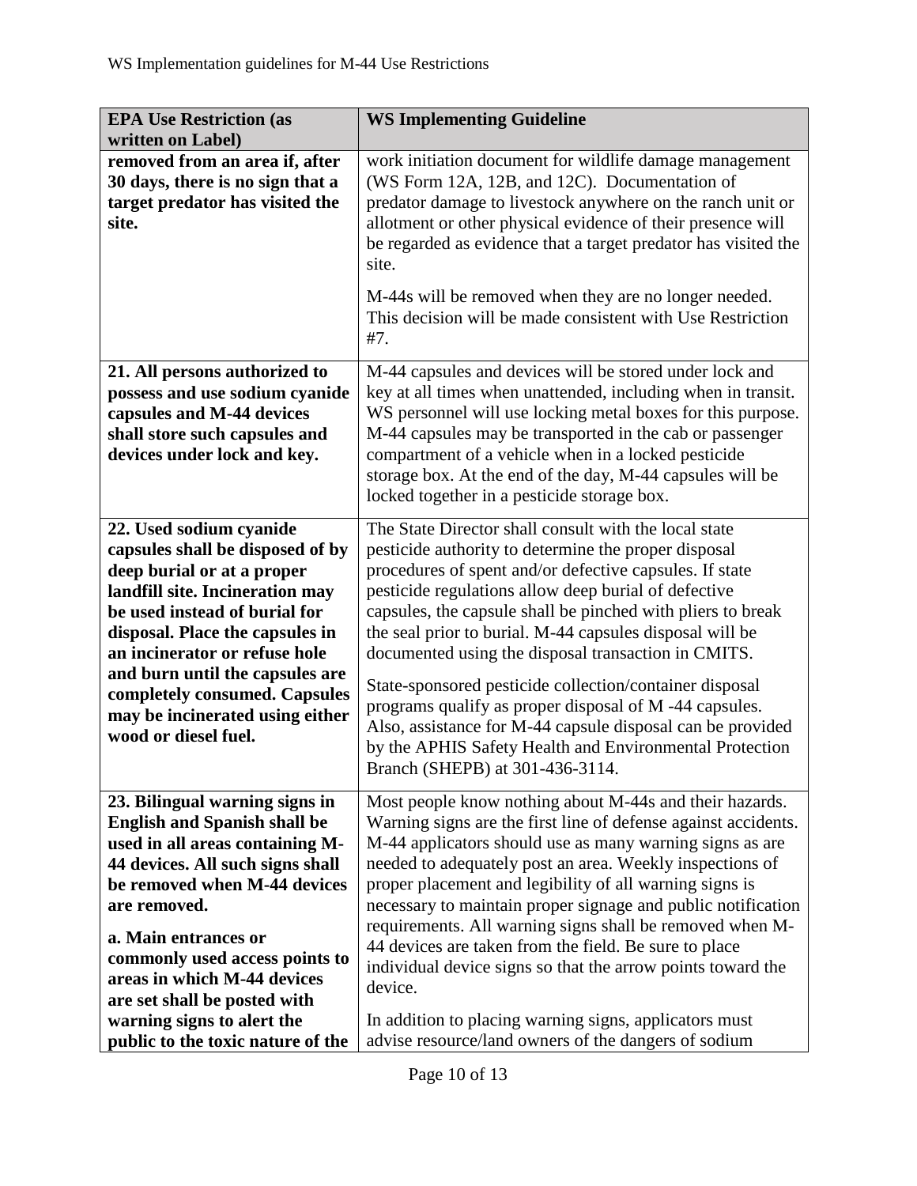| EPA Use Restriction (as written on Label) | WS Implementing Guideline |
|---|---|
| **removed from an area if, after 30 days, there is no sign that a target predator has visited the site.** | work initiation document for wildlife damage management (WS Form 12A, 12B, and 12C). Documentation of predator damage to livestock anywhere on the ranch unit or allotment or other physical evidence of their presence will be regarded as evidence that a target predator has visited the site.<br><br>M-44s will be removed when they are no longer needed. This decision will be made consistent with Use Restriction #7. |
| **21. All persons authorized to possess and use sodium cyanide capsules and M-44 devices shall store such capsules and devices under lock and key.** | M-44 capsules and devices will be stored under lock and key at all times when unattended, including when in transit. WS personnel will use locking metal boxes for this purpose. M-44 capsules may be transported in the cab or passenger compartment of a vehicle when in a locked pesticide storage box. At the end of the day, M-44 capsules will be locked together in a pesticide storage box. |
| **22. Used sodium cyanide capsules shall be disposed of by deep burial or at a proper landfill site. Incineration may be used instead of burial for disposal. Place the capsules in an incinerator or refuse hole and burn until the capsules are completely consumed. Capsules may be incinerated using either wood or diesel fuel.** | The State Director shall consult with the local state pesticide authority to determine the proper disposal procedures of spent and/or defective capsules. If state pesticide regulations allow deep burial of defective capsules, the capsule shall be pinched with pliers to break the seal prior to burial. M-44 capsules disposal will be documented using the disposal transaction in CMITS.<br><br>State-sponsored pesticide collection/container disposal programs qualify as proper disposal of M -44 capsules. Also, assistance for M-44 capsule disposal can be provided by the APHIS Safety Health and Environmental Protection Branch (SHEPB) at 301-436-3114. |
| **23. Bilingual warning signs in English and Spanish shall be used in all areas containing M-44 devices. All such signs shall be removed when M-44 devices are removed.**<br><br>**a. Main entrances or commonly used access points to areas in which M-44 devices are set shall be posted with warning signs to alert the public to the toxic nature of the** | Most people know nothing about M-44s and their hazards. Warning signs are the first line of defense against accidents. M-44 applicators should use as many warning signs as are needed to adequately post an area. Weekly inspections of proper placement and legibility of all warning signs is necessary to maintain proper signage and public notification requirements. All warning signs shall be removed when M-44 devices are taken from the field. Be sure to place individual device signs so that the arrow points toward the device.<br><br>In addition to placing warning signs, applicators must advise resource/land owners of the dangers of sodium |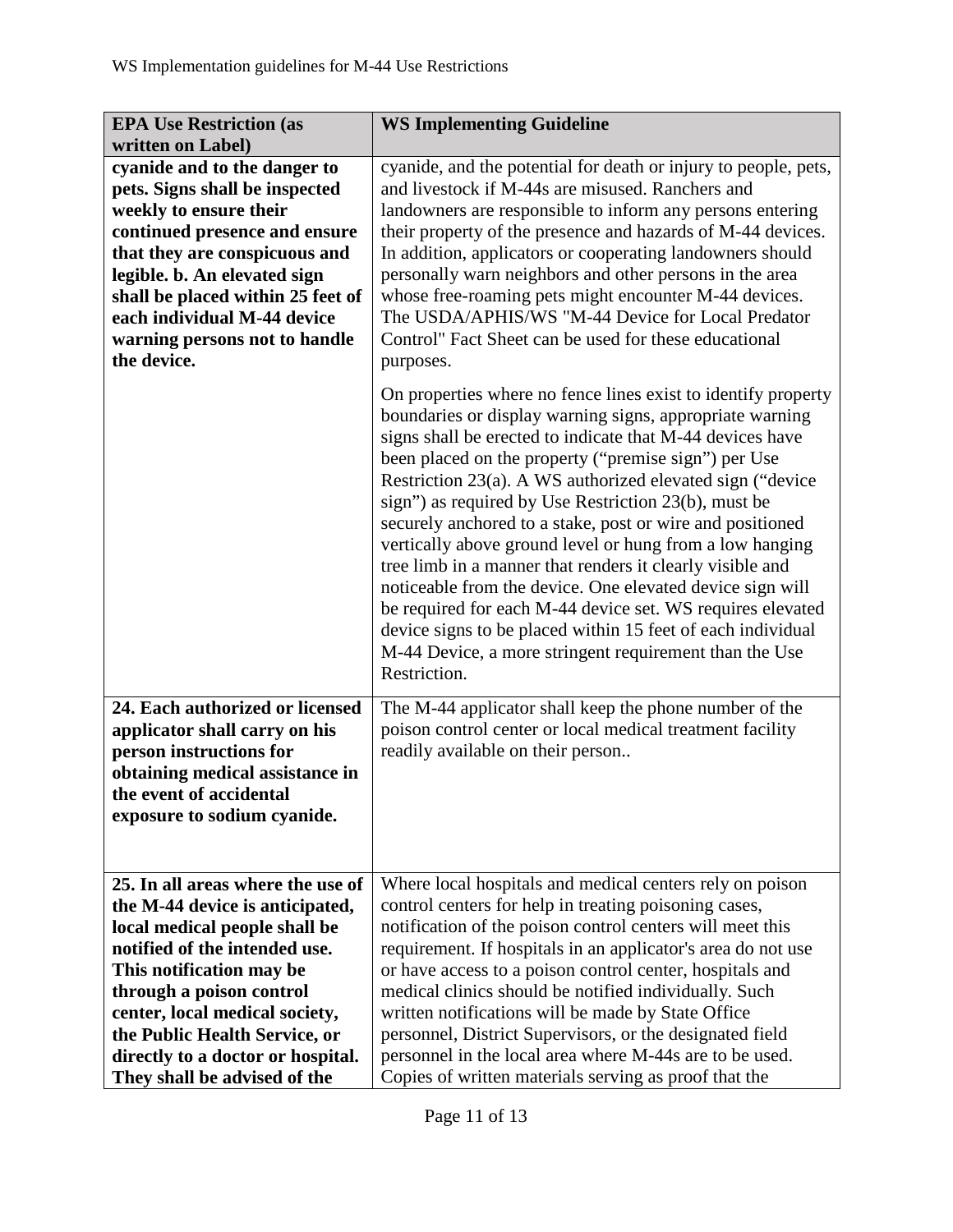| EPA Use Restriction (as written on Label) | WS Implementing Guideline |
|---|---|
| **cyanide and to the danger to pets. Signs shall be inspected weekly to ensure their continued presence and ensure that they are conspicuous and legible. b. An elevated sign shall be placed within 25 feet of each individual M-44 device warning persons not to handle the device.** | cyanide, and the potential for death or injury to people, pets, and livestock if M-44s are misused. Ranchers and landowners are responsible to inform any persons entering their property of the presence and hazards of M-44 devices. In addition, applicators or cooperating landowners should personally warn neighbors and other persons in the area whose free-roaming pets might encounter M-44 devices. The USDA/APHIS/WS "M-44 Device for Local Predator Control" Fact Sheet can be used for these educational purposes.<br><br>On properties where no fence lines exist to identify property boundaries or display warning signs, appropriate warning signs shall be erected to indicate that M-44 devices have been placed on the property ("premise sign") per Use Restriction 23(a). A WS authorized elevated sign ("device sign") as required by Use Restriction 23(b), must be securely anchored to a stake, post or wire and positioned vertically above ground level or hung from a low hanging tree limb in a manner that renders it clearly visible and noticeable from the device. One elevated device sign will be required for each M-44 device set. WS requires elevated device signs to be placed within 15 feet of each individual M-44 Device, a more stringent requirement than the Use Restriction. |
| **24. Each authorized or licensed applicator shall carry on his person instructions for obtaining medical assistance in the event of accidental exposure to sodium cyanide.** | The M-44 applicator shall keep the phone number of the poison control center or local medical treatment facility readily available on their person.. |
| **25. In all areas where the use of the M-44 device is anticipated, local medical people shall be notified of the intended use. This notification may be through a poison control center, local medical society, the Public Health Service, or directly to a doctor or hospital. They shall be advised of the** | Where local hospitals and medical centers rely on poison control centers for help in treating poisoning cases, notification of the poison control centers will meet this requirement. If hospitals in an applicator's area do not use or have access to a poison control center, hospitals and medical clinics should be notified individually. Such written notifications will be made by State Office personnel, District Supervisors, or the designated field personnel in the local area where M-44s are to be used. Copies of written materials serving as proof that the |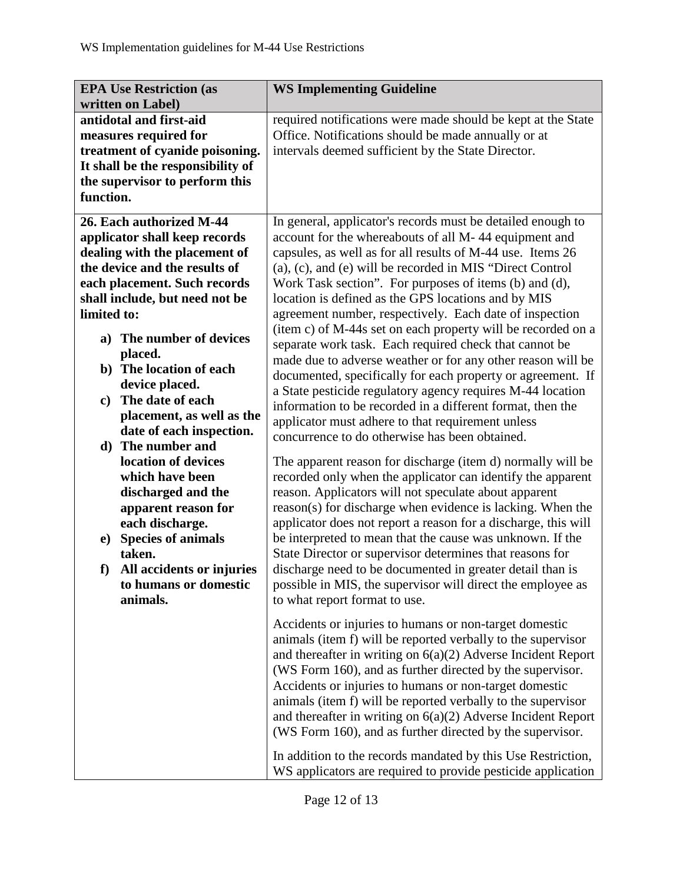| EPA Use Restriction (as written on Label) | WS Implementing Guideline |
|---|---|
| **antidotal and first-aid measures required for treatment of cyanide poisoning. It shall be the responsibility of the supervisor to perform this function.** | required notifications were made should be kept at the State Office. Notifications should be made annually or at intervals deemed sufficient by the State Director. |
| **26. Each authorized M-44 applicator shall keep records dealing with the placement of the device and the results of each placement. Such records shall include, but need not be limited to:** <br><br> **a) The number of devices placed.** <br> **b) The location of each device placed.** <br> **c) The date of each placement, as well as the date of each inspection.** <br> **d) The number and location of devices which have been discharged and the apparent reason for each discharge.** <br> **e) Species of animals taken.** <br> **f) All accidents or injuries to humans or domestic animals.** | In general, applicator's records must be detailed enough to account for the whereabouts of all M- 44 equipment and capsules, as well as for all results of M-44 use. Items 26 (a), (c), and (e) will be recorded in MIS "Direct Control Work Task section". For purposes of items (b) and (d), location is defined as the GPS locations and by MIS agreement number, respectively. Each date of inspection (item c) of M-44s set on each property will be recorded on a separate work task. Each required check that cannot be made due to adverse weather or for any other reason will be documented, specifically for each property or agreement. If a State pesticide regulatory agency requires M-44 location information to be recorded in a different format, then the applicator must adhere to that requirement unless concurrence to do otherwise has been obtained. <br><br> The apparent reason for discharge (item d) normally will be recorded only when the applicator can identify the apparent reason. Applicators will not speculate about apparent reason(s) for discharge when evidence is lacking. When the applicator does not report a reason for a discharge, this will be interpreted to mean that the cause was unknown. If the State Director or supervisor determines that reasons for discharge need to be documented in greater detail than is possible in MIS, the supervisor will direct the employee as to what report format to use. <br><br> Accidents or injuries to humans or non-target domestic animals (item f) will be reported verbally to the supervisor and thereafter in writing on 6(a)(2) Adverse Incident Report (WS Form 160), and as further directed by the supervisor. Accidents or injuries to humans or non-target domestic animals (item f) will be reported verbally to the supervisor and thereafter in writing on 6(a)(2) Adverse Incident Report (WS Form 160), and as further directed by the supervisor. <br><br> In addition to the records mandated by this Use Restriction, WS applicators are required to provide pesticide application |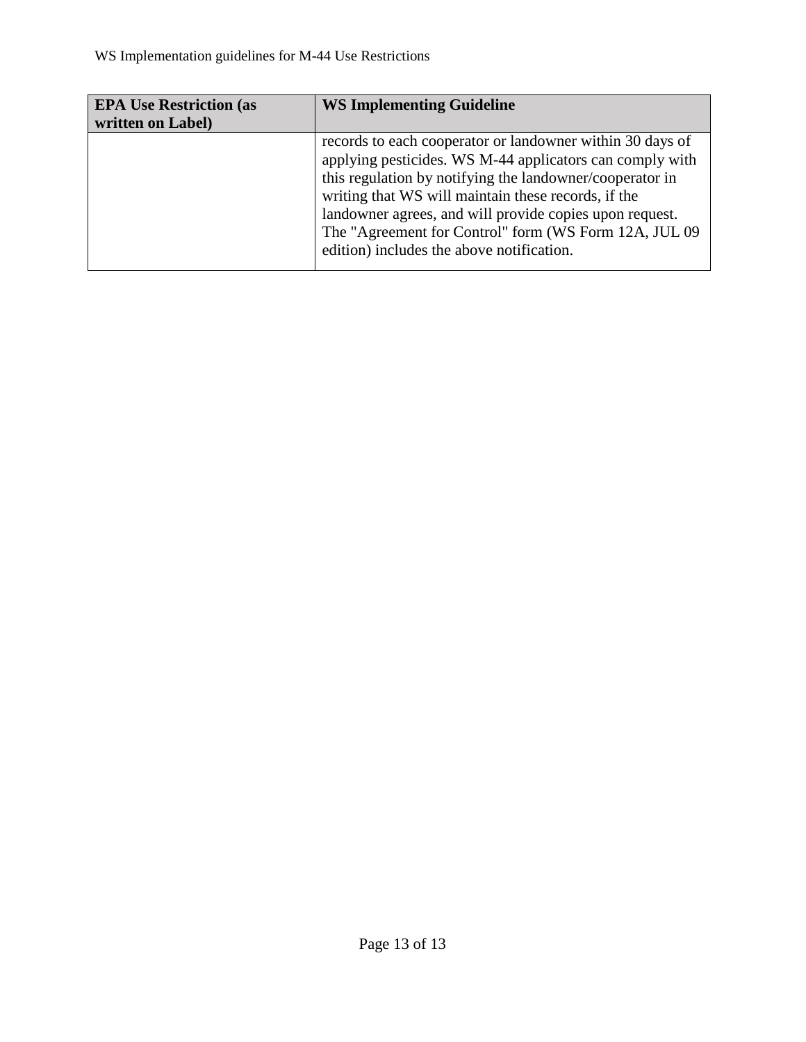| EPA Use Restriction (as written on Label) | WS Implementing Guideline |
|---|---|
| | records to each cooperator or landowner within 30 days of applying pesticides. WS M-44 applicators can comply with this regulation by notifying the landowner/cooperator in writing that WS will maintain these records, if the landowner agrees, and will provide copies upon request. The "Agreement for Control" form (WS Form 12A, JUL 09 edition) includes the above notification. |